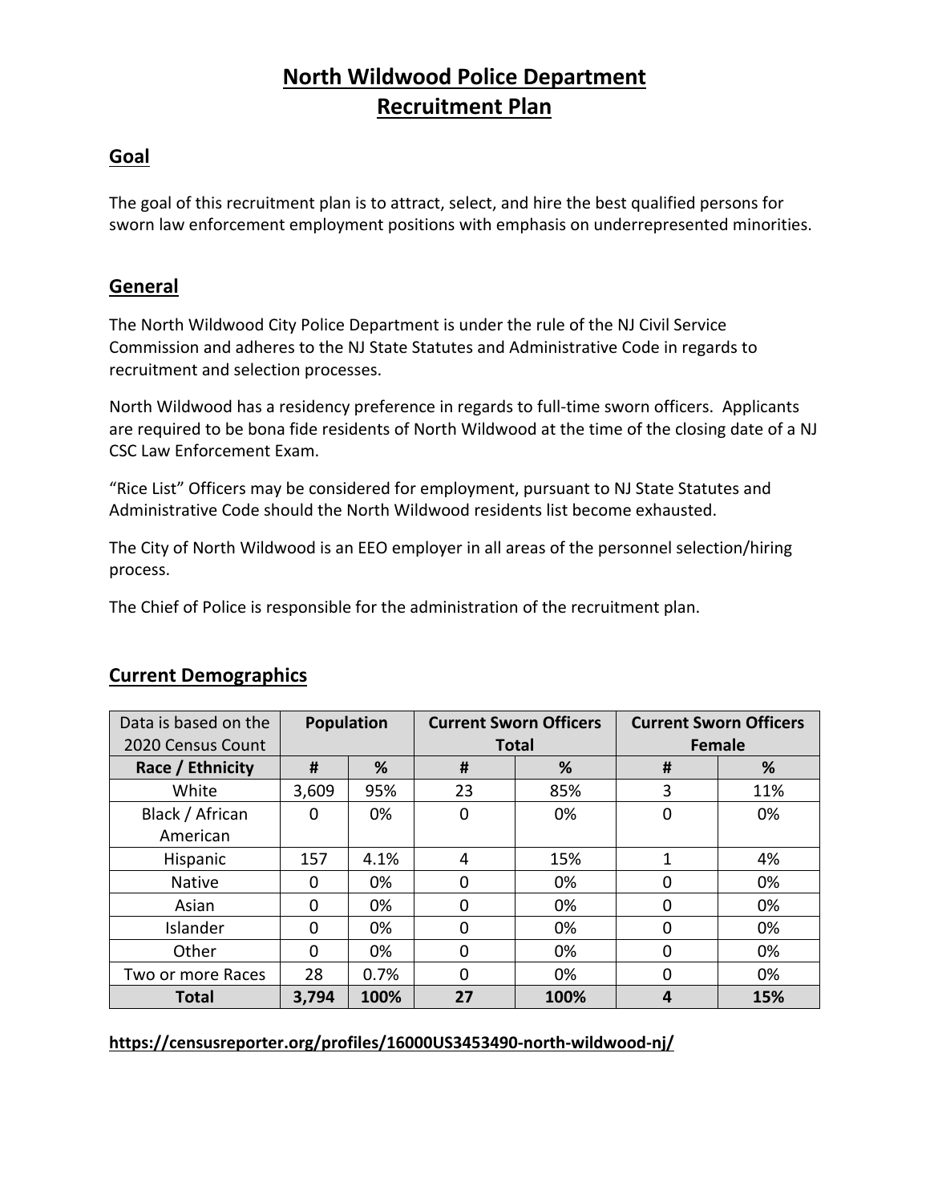# North Wildwood Police Department
# Recruitment Plan

## Goal

The goal of this recruitment plan is to attract, select, and hire the best qualified persons for sworn law enforcement employment positions with emphasis on underrepresented minorities.

## General

The North Wildwood City Police Department is under the rule of the NJ Civil Service Commission and adheres to the NJ State Statutes and Administrative Code in regards to recruitment and selection processes.

North Wildwood has a residency preference in regards to full-time sworn officers. Applicants are required to be bona fide residents of North Wildwood at the time of the closing date of a NJ CSC Law Enforcement Exam.

"Rice List" Officers may be considered for employment, pursuant to NJ State Statutes and Administrative Code should the North Wildwood residents list become exhausted.

The City of North Wildwood is an EEO employer in all areas of the personnel selection/hiring process.

The Chief of Police is responsible for the administration of the recruitment plan.

## Current Demographics

| Data is based on the 2020 Census Count | Population | | Current Sworn Officers Total | | Current Sworn Officers Female | |
|---|---|---|---|---|---|---|
| **Race / Ethnicity** | **#** | **%** | **#** | **%** | **#** | **%** |
| White | 3,609 | 95% | 23 | 85% | 3 | 11% |
| Black / African American | 0 | 0% | 0 | 0% | 0 | 0% |
| Hispanic | 157 | 4.1% | 4 | 15% | 1 | 4% |
| Native | 0 | 0% | 0 | 0% | 0 | 0% |
| Asian | 0 | 0% | 0 | 0% | 0 | 0% |
| Islander | 0 | 0% | 0 | 0% | 0 | 0% |
| Other | 0 | 0% | 0 | 0% | 0 | 0% |
| Two or more Races | 28 | 0.7% | 0 | 0% | 0 | 0% |
| **Total** | **3,794** | **100%** | **27** | **100%** | **4** | **15%** |

**https://censusreporter.org/profiles/16000US3453490-north-wildwood-nj/**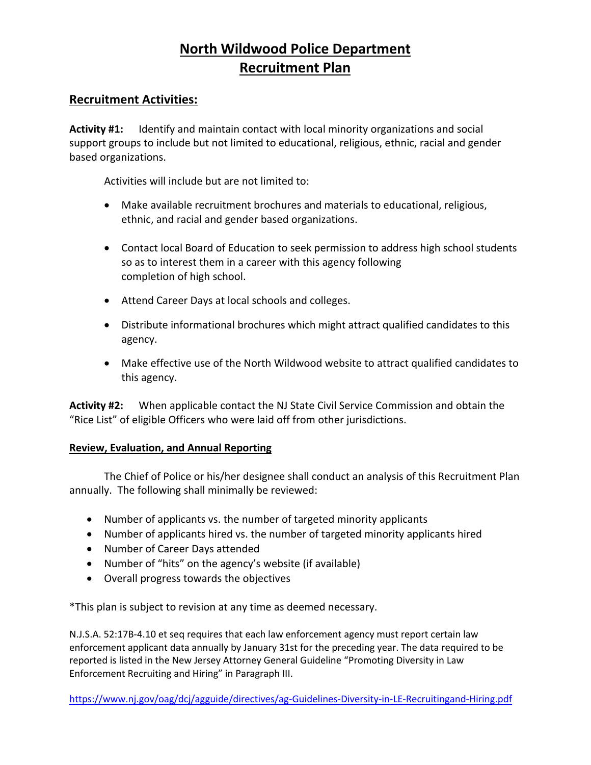# North Wildwood Police Department
# Recruitment Plan

## Recruitment Activities:

**Activity #1:** Identify and maintain contact with local minority organizations and social support groups to include but not limited to educational, religious, ethnic, racial and gender based organizations.

Activities will include but are not limited to:

- Make available recruitment brochures and materials to educational, religious, ethnic, and racial and gender based organizations.
- Contact local Board of Education to seek permission to address high school students so as to interest them in a career with this agency following completion of high school.
- Attend Career Days at local schools and colleges.
- Distribute informational brochures which might attract qualified candidates to this agency.
- Make effective use of the North Wildwood website to attract qualified candidates to this agency.

**Activity #2:** When applicable contact the NJ State Civil Service Commission and obtain the "Rice List" of eligible Officers who were laid off from other jurisdictions.

### Review, Evaluation, and Annual Reporting

The Chief of Police or his/her designee shall conduct an analysis of this Recruitment Plan annually. The following shall minimally be reviewed:

- Number of applicants vs. the number of targeted minority applicants
- Number of applicants hired vs. the number of targeted minority applicants hired
- Number of Career Days attended
- Number of "hits" on the agency's website (if available)
- Overall progress towards the objectives

*This plan is subject to revision at any time as deemed necessary.

N.J.S.A. 52:17B-4.10 et seq requires that each law enforcement agency must report certain law enforcement applicant data annually by January 31st for the preceding year. The data required to be reported is listed in the New Jersey Attorney General Guideline "Promoting Diversity in Law Enforcement Recruiting and Hiring" in Paragraph III.

https://www.nj.gov/oag/dcj/agguide/directives/ag-Guidelines-Diversity-in-LE-Recruitingand-Hiring.pdf